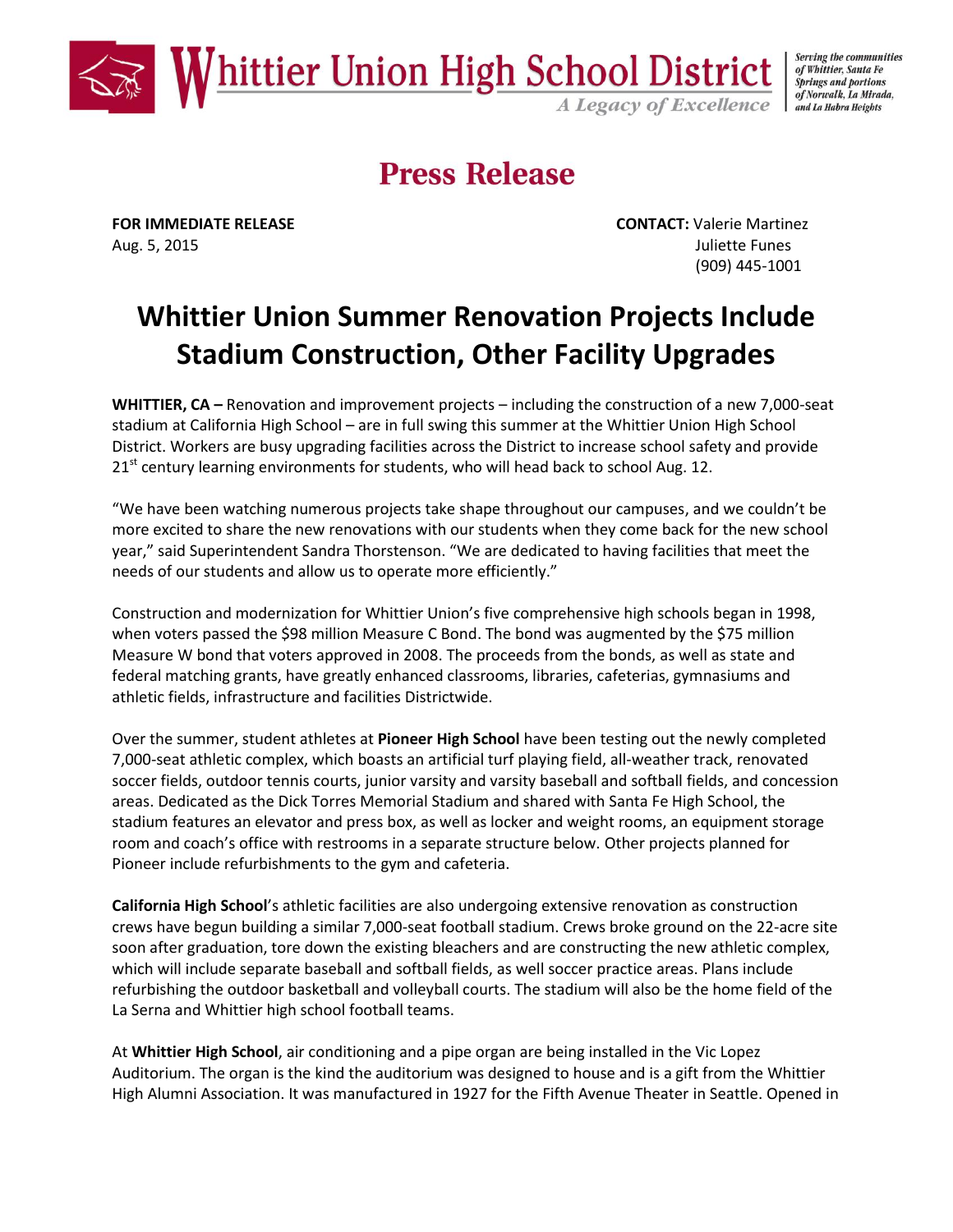**Whittier Union High School District**

*A Legacy of Excellence*

*Serving the communities of Whittier, Santa Fe Springs and portions of Norwalk, La Mirada, and La Habra Heights*

# Press Release

**FOR IMMEDIATE RELEASE**
Aug. 5, 2015

**CONTACT:** Valerie Martinez
Juliette Funes
(909) 445-1001

## Whittier Union Summer Renovation Projects Include Stadium Construction, Other Facility Upgrades

**WHITTIER, CA –** Renovation and improvement projects – including the construction of a new 7,000-seat stadium at California High School – are in full swing this summer at the Whittier Union High School District. Workers are busy upgrading facilities across the District to increase school safety and provide 21st century learning environments for students, who will head back to school Aug. 12.

"We have been watching numerous projects take shape throughout our campuses, and we couldn't be more excited to share the new renovations with our students when they come back for the new school year," said Superintendent Sandra Thorstenson. "We are dedicated to having facilities that meet the needs of our students and allow us to operate more efficiently."

Construction and modernization for Whittier Union's five comprehensive high schools began in 1998, when voters passed the $98 million Measure C Bond. The bond was augmented by the $75 million Measure W bond that voters approved in 2008. The proceeds from the bonds, as well as state and federal matching grants, have greatly enhanced classrooms, libraries, cafeterias, gymnasiums and athletic fields, infrastructure and facilities Districtwide.

Over the summer, student athletes at **Pioneer High School** have been testing out the newly completed 7,000-seat athletic complex, which boasts an artificial turf playing field, all-weather track, renovated soccer fields, outdoor tennis courts, junior varsity and varsity baseball and softball fields, and concession areas. Dedicated as the Dick Torres Memorial Stadium and shared with Santa Fe High School, the stadium features an elevator and press box, as well as locker and weight rooms, an equipment storage room and coach's office with restrooms in a separate structure below. Other projects planned for Pioneer include refurbishments to the gym and cafeteria.

**California High School**'s athletic facilities are also undergoing extensive renovation as construction crews have begun building a similar 7,000-seat football stadium. Crews broke ground on the 22-acre site soon after graduation, tore down the existing bleachers and are constructing the new athletic complex, which will include separate baseball and softball fields, as well soccer practice areas. Plans include refurbishing the outdoor basketball and volleyball courts. The stadium will also be the home field of the La Serna and Whittier high school football teams.

At **Whittier High School**, air conditioning and a pipe organ are being installed in the Vic Lopez Auditorium. The organ is the kind the auditorium was designed to house and is a gift from the Whittier High Alumni Association. It was manufactured in 1927 for the Fifth Avenue Theater in Seattle. Opened in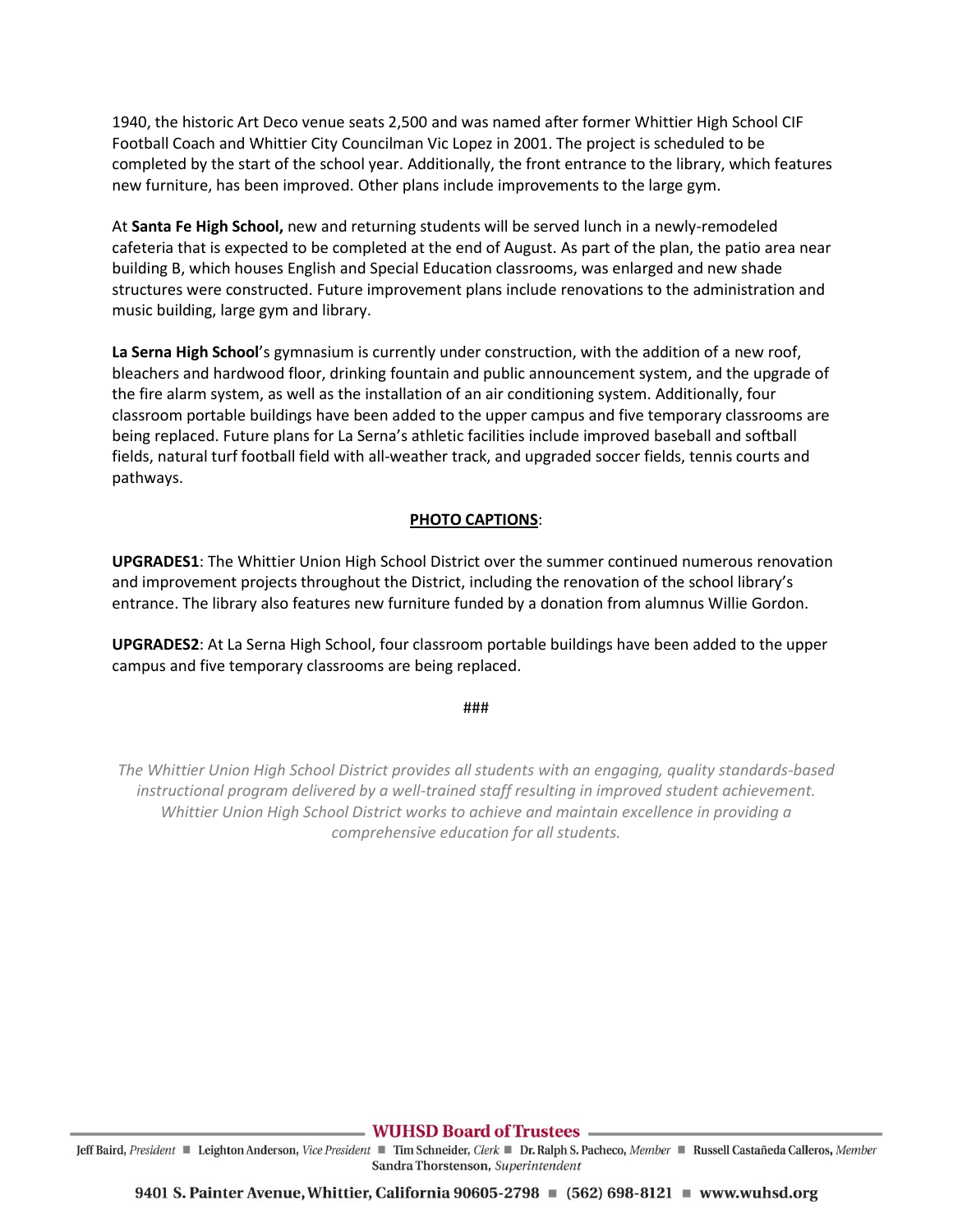1940, the historic Art Deco venue seats 2,500 and was named after former Whittier High School CIF Football Coach and Whittier City Councilman Vic Lopez in 2001. The project is scheduled to be completed by the start of the school year. Additionally, the front entrance to the library, which features new furniture, has been improved. Other plans include improvements to the large gym.

At **Santa Fe High School,** new and returning students will be served lunch in a newly-remodeled cafeteria that is expected to be completed at the end of August. As part of the plan, the patio area near building B, which houses English and Special Education classrooms, was enlarged and new shade structures were constructed. Future improvement plans include renovations to the administration and music building, large gym and library.

**La Serna High School**'s gymnasium is currently under construction, with the addition of a new roof, bleachers and hardwood floor, drinking fountain and public announcement system, and the upgrade of the fire alarm system, as well as the installation of an air conditioning system. Additionally, four classroom portable buildings have been added to the upper campus and five temporary classrooms are being replaced. Future plans for La Serna's athletic facilities include improved baseball and softball fields, natural turf football field with all-weather track, and upgraded soccer fields, tennis courts and pathways.

**PHOTO CAPTIONS**:

**UPGRADES1**: The Whittier Union High School District over the summer continued numerous renovation and improvement projects throughout the District, including the renovation of the school library's entrance. The library also features new furniture funded by a donation from alumnus Willie Gordon.

**UPGRADES2**: At La Serna High School, four classroom portable buildings have been added to the upper campus and five temporary classrooms are being replaced.

###

*The Whittier Union High School District provides all students with an engaging, quality standards-based instructional program delivered by a well-trained staff resulting in improved student achievement. Whittier Union High School District works to achieve and maintain excellence in providing a comprehensive education for all students.*

**WUHSD Board of Trustees**

Jeff Baird, *President* ■ Leighton Anderson, *Vice President* ■ Tim Schneider, *Clerk* ■ Dr. Ralph S. Pacheco, *Member* ■ Russell Castañeda Calleros, *Member*
Sandra Thorstenson, *Superintendent*

9401 S. Painter Avenue, Whittier, California 90605-2798 ■ (562) 698-8121 ■ www.wuhsd.org